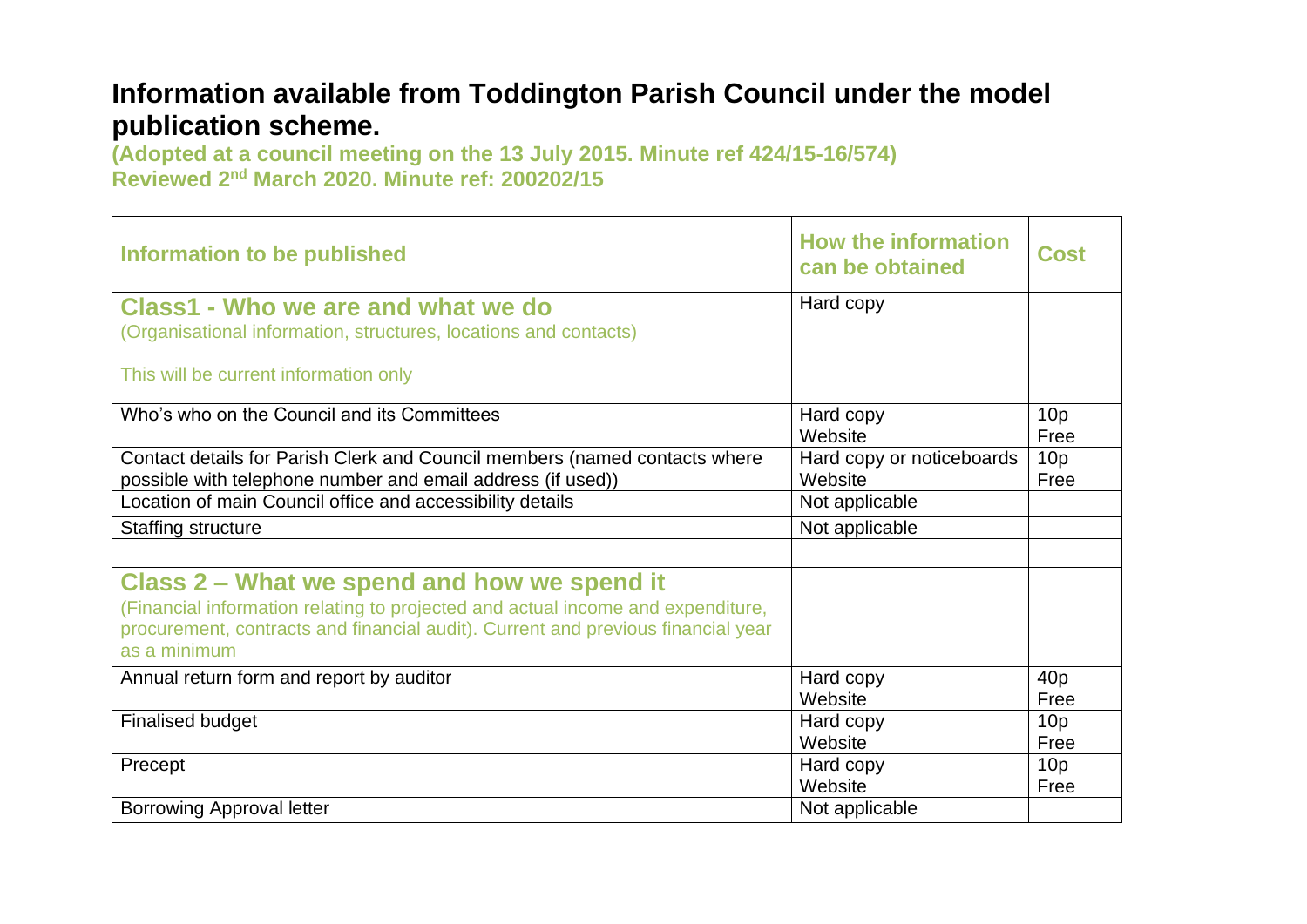# Information available from Toddington Parish Council under the model publication scheme.

**(Adopted at a council meeting on the 13 July 2015. Minute ref 424/15-16/574)**
**Reviewed 2nd March 2020. Minute ref: 200202/15**

| Information to be published | How the information can be obtained | Cost |
|---|---|---|
| **Class1 - Who we are and what we do**<br>(Organisational information, structures, locations and contacts)<br><br>This will be current information only | Hard copy | |
| Who's who on the Council and its Committees | Hard copy<br>Website | 10p<br>Free |
| Contact details for Parish Clerk and Council members (named contacts where possible with telephone number and email address (if used)) | Hard copy or noticeboards<br>Website | 10p<br>Free |
| Location of main Council office and accessibility details | Not applicable | |
| Staffing structure | Not applicable | |
| | | |
| **Class 2 – What we spend and how we spend it**<br>(Financial information relating to projected and actual income and expenditure, procurement, contracts and financial audit). Current and previous financial year as a minimum | | |
| Annual return form and report by auditor | Hard copy<br>Website | 40p<br>Free |
| Finalised budget | Hard copy<br>Website | 10p<br>Free |
| Precept | Hard copy<br>Website | 10p<br>Free |
| Borrowing Approval letter | Not applicable | |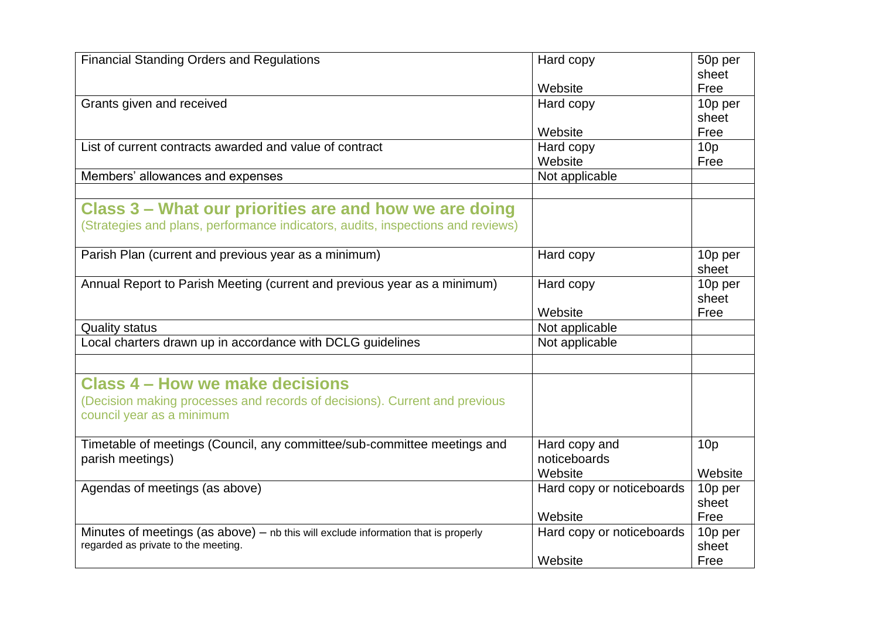| | | |
|---|---|---|
| Financial Standing Orders and Regulations | Hard copy<br><br>Website | 50p per sheet<br>Free |
| Grants given and received | Hard copy<br><br>Website | 10p per sheet<br>Free |
| List of current contracts awarded and value of contract | Hard copy<br>Website | 10p<br>Free |
| Members' allowances and expenses | Not applicable | |
| | | |
| **Class 3 – What our priorities are and how we are doing**<br>(Strategies and plans, performance indicators, audits, inspections and reviews) | | |
| Parish Plan (current and previous year as a minimum) | Hard copy | 10p per sheet |
| Annual Report to Parish Meeting (current and previous year as a minimum) | Hard copy<br><br>Website | 10p per sheet<br>Free |
| Quality status | Not applicable | |
| Local charters drawn up in accordance with DCLG guidelines | Not applicable | |
| | | |
| **Class 4 – How we make decisions**<br>(Decision making processes and records of decisions). Current and previous council year as a minimum | | |
| Timetable of meetings (Council, any committee/sub-committee meetings and parish meetings) | Hard copy and noticeboards<br>Website | 10p<br><br>Website |
| Agendas of meetings (as above) | Hard copy or noticeboards<br><br>Website | 10p per sheet<br>Free |
| Minutes of meetings (as above) – nb this will exclude information that is properly regarded as private to the meeting. | Hard copy or noticeboards<br><br>Website | 10p per sheet<br>Free |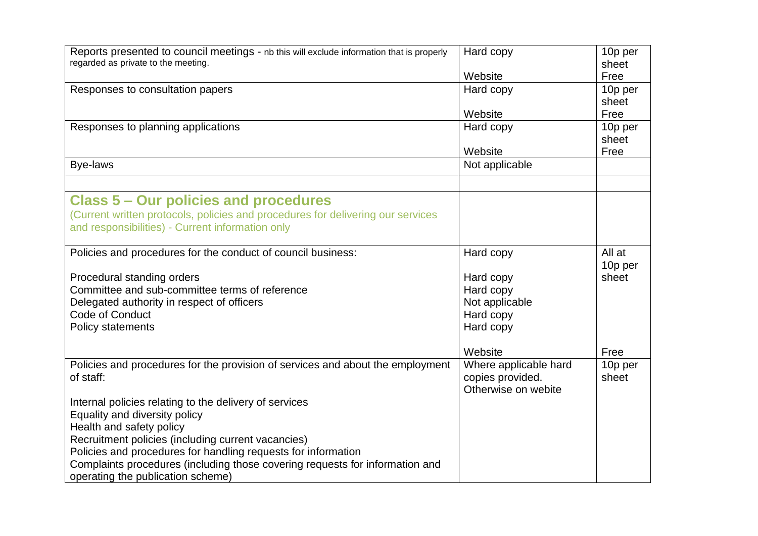| | | |
|---|---|---|
| Reports presented to council meetings - nb this will exclude information that is properly regarded as private to the meeting. | Hard copy<br><br>Website | 10p per sheet<br>Free |
| Responses to consultation papers | Hard copy<br><br>Website | 10p per sheet<br>Free |
| Responses to planning applications | Hard copy<br><br>Website | 10p per sheet<br>Free |
| Bye-laws | Not applicable | |
| | | |
| **Class 5 – Our policies and procedures**<br>(Current written protocols, policies and procedures for delivering our services and responsibilities) - Current information only | | |
| Policies and procedures for the conduct of council business:<br><br>Procedural standing orders<br>Committee and sub-committee terms of reference<br>Delegated authority in respect of officers<br>Code of Conduct<br>Policy statements | Hard copy<br><br>Hard copy<br>Hard copy<br>Not applicable<br>Hard copy<br>Hard copy<br><br>Website | All at 10p per sheet<br><br><br><br><br><br><br>Free |
| Policies and procedures for the provision of services and about the employment of staff:<br><br>Internal policies relating to the delivery of services<br>Equality and diversity policy<br>Health and safety policy<br>Recruitment policies (including current vacancies)<br>Policies and procedures for handling requests for information<br>Complaints procedures (including those covering requests for information and operating the publication scheme) | Where applicable hard copies provided. Otherwise on webite | 10p per sheet |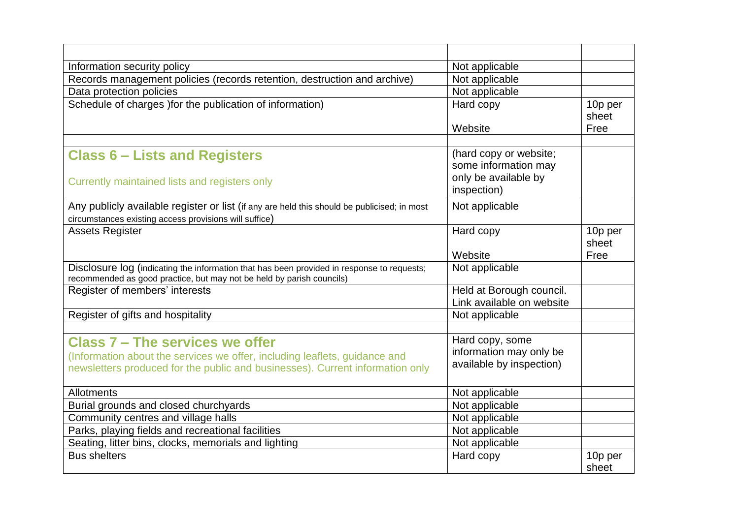| | | |
|---|---|---|
| Information security policy | Not applicable | |
| Records management policies (records retention, destruction and archive) | Not applicable | |
| Data protection policies | Not applicable | |
| Schedule of charges )for the publication of information) | Hard copy<br><br>Website | 10p per sheet<br>Free |
| | | |
| **Class 6 – Lists and Registers**<br><br>Currently maintained lists and registers only | (hard copy or website; some information may only be available by inspection) | |
| Any publicly available register or list (if any are held this should be publicised; in most circumstances existing access provisions will suffice) | Not applicable | |
| Assets Register | Hard copy<br><br>Website | 10p per sheet<br>Free |
| Disclosure log (indicating the information that has been provided in response to requests; recommended as good practice, but may not be held by parish councils) | Not applicable | |
| Register of members' interests | Held at Borough council. Link available on website | |
| Register of gifts and hospitality | Not applicable | |
| | | |
| **Class 7 – The services we offer**<br>(Information about the services we offer, including leaflets, guidance and newsletters produced for the public and businesses). Current information only | Hard copy, some information may only be available by inspection) | |
| Allotments | Not applicable | |
| Burial grounds and closed churchyards | Not applicable | |
| Community centres and village halls | Not applicable | |
| Parks, playing fields and recreational facilities | Not applicable | |
| Seating, litter bins, clocks, memorials and lighting | Not applicable | |
| Bus shelters | Hard copy | 10p per sheet |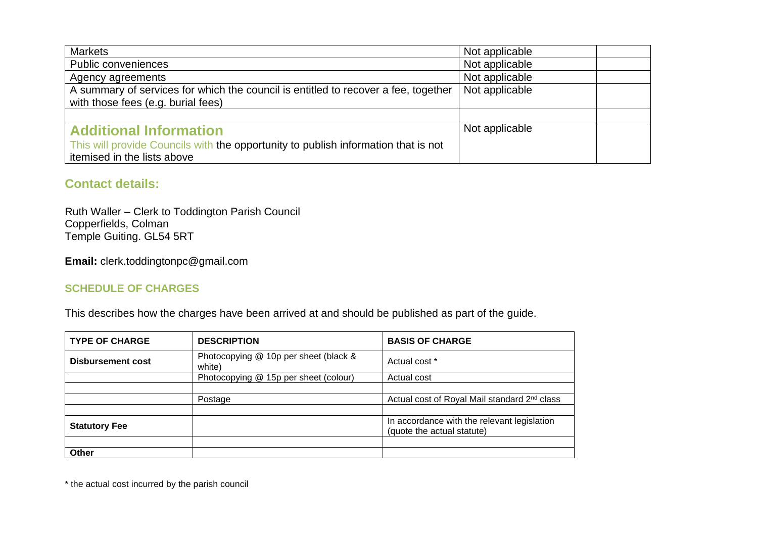| | | |
|---|---|---|
| Markets | Not applicable | |
| Public conveniences | Not applicable | |
| Agency agreements | Not applicable | |
| A summary of services for which the council is entitled to recover a fee, together with those fees (e.g. burial fees) | Not applicable | |
| | | |
| **Additional Information**<br>This will provide Councils with the opportunity to publish information that is not itemised in the lists above | Not applicable | |

## Contact details:

Ruth Waller – Clerk to Toddington Parish Council
Copperfields, Colman
Temple Guiting. GL54 5RT

**Email:** clerk.toddingtonpc@gmail.com

### SCHEDULE OF CHARGES

This describes how the charges have been arrived at and should be published as part of the guide.

| TYPE OF CHARGE | DESCRIPTION | BASIS OF CHARGE |
|---|---|---|
| **Disbursement cost** | Photocopying @ 10p per sheet (black & white) | Actual cost * |
| | Photocopying @ 15p per sheet (colour) | Actual cost |
| | | |
| | Postage | Actual cost of Royal Mail standard 2nd class |
| | | |
| **Statutory Fee** | | In accordance with the relevant legislation (quote the actual statute) |
| | | |
| **Other** | | |

* the actual cost incurred by the parish council